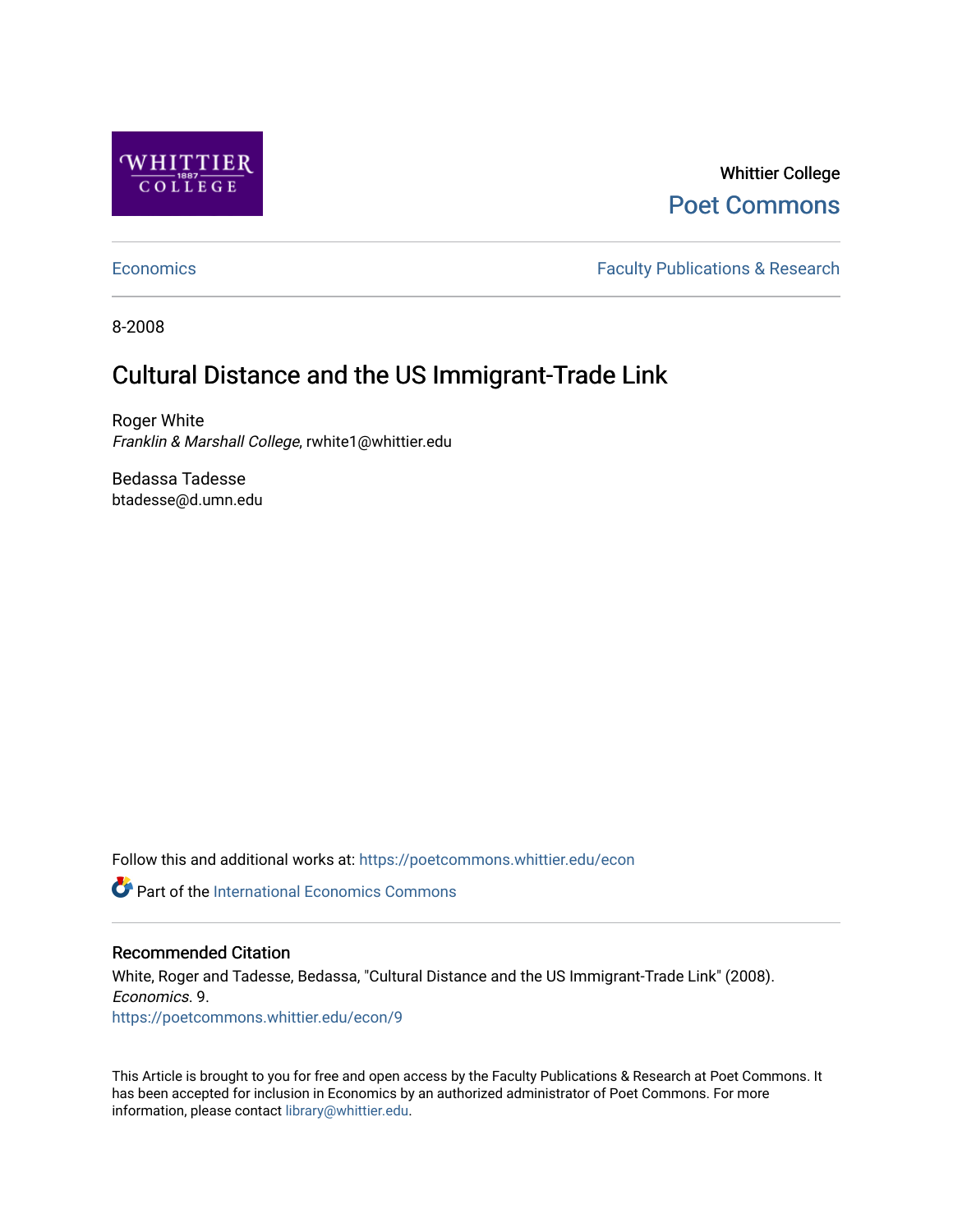Whittier College

Poet Commons

Economics | Faculty Publications & Research

8-2008

# Cultural Distance and the US Immigrant-Trade Link

Roger White
*Franklin & Marshall College*, rwhite1@whittier.edu

Bedassa Tadesse
btadesse@d.umn.edu

Follow this and additional works at: https://poetcommons.whittier.edu/econ

Part of the International Economics Commons

## Recommended Citation

White, Roger and Tadesse, Bedassa, "Cultural Distance and the US Immigrant-Trade Link" (2008). *Economics*. 9.
https://poetcommons.whittier.edu/econ/9

This Article is brought to you for free and open access by the Faculty Publications & Research at Poet Commons. It has been accepted for inclusion in Economics by an authorized administrator of Poet Commons. For more information, please contact library@whittier.edu.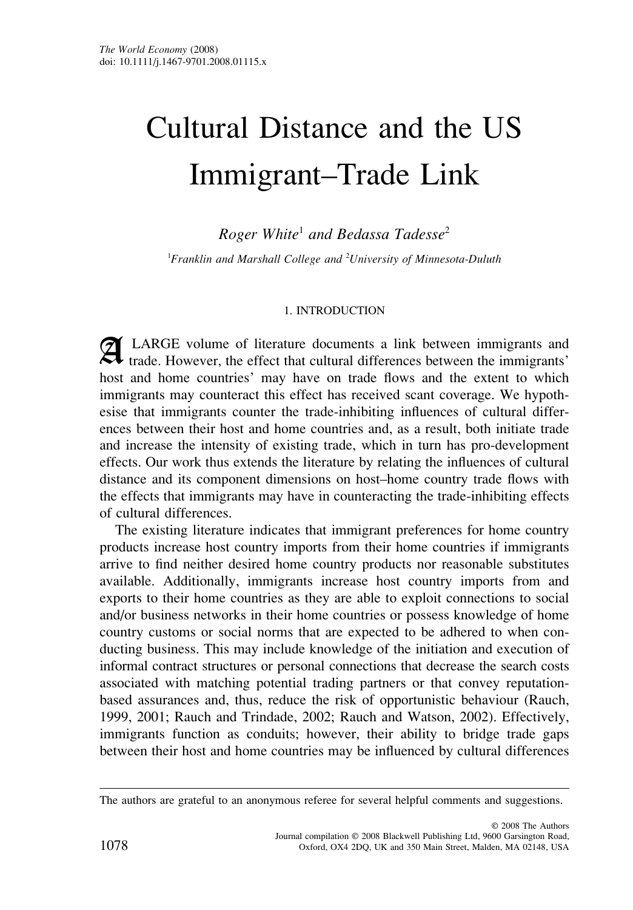The World Economy (2008)
doi: 10.1111/j.1467-9701.2008.01115.x

# Cultural Distance and the US Immigrant–Trade Link

*Roger White*[1] *and Bedassa Tadesse*[2]

[1]*Franklin and Marshall College and* [2]*University of Minnesota-Duluth*

## 1. INTRODUCTION

A LARGE volume of literature documents a link between immigrants and trade. However, the effect that cultural differences between the immigrants' host and home countries' may have on trade flows and the extent to which immigrants may counteract this effect has received scant coverage. We hypothesise that immigrants counter the trade-inhibiting influences of cultural differences between their host and home countries and, as a result, both initiate trade and increase the intensity of existing trade, which in turn has pro-development effects. Our work thus extends the literature by relating the influences of cultural distance and its component dimensions on host–home country trade flows with the effects that immigrants may have in counteracting the trade-inhibiting effects of cultural differences.

The existing literature indicates that immigrant preferences for home country products increase host country imports from their home countries if immigrants arrive to find neither desired home country products nor reasonable substitutes available. Additionally, immigrants increase host country imports from and exports to their home countries as they are able to exploit connections to social and/or business networks in their home countries or possess knowledge of home country customs or social norms that are expected to be adhered to when conducting business. This may include knowledge of the initiation and execution of informal contract structures or personal connections that decrease the search costs associated with matching potential trading partners or that convey reputation-based assurances and, thus, reduce the risk of opportunistic behaviour (Rauch, 1999, 2001; Rauch and Trindade, 2002; Rauch and Watson, 2002). Effectively, immigrants function as conduits; however, their ability to bridge trade gaps between their host and home countries may be influenced by cultural differences

---

The authors are grateful to an anonymous referee for several helpful comments and suggestions.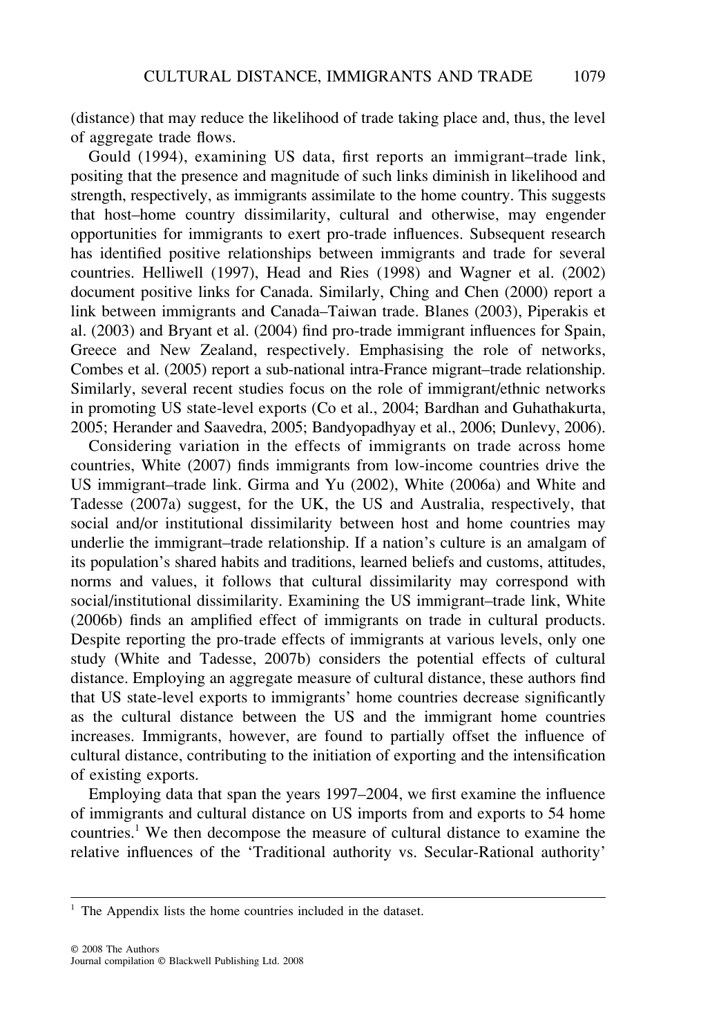(distance) that may reduce the likelihood of trade taking place and, thus, the level of aggregate trade flows.

Gould (1994), examining US data, first reports an immigrant–trade link, positing that the presence and magnitude of such links diminish in likelihood and strength, respectively, as immigrants assimilate to the home country. This suggests that host–home country dissimilarity, cultural and otherwise, may engender opportunities for immigrants to exert pro-trade influences. Subsequent research has identified positive relationships between immigrants and trade for several countries. Helliwell (1997), Head and Ries (1998) and Wagner et al. (2002) document positive links for Canada. Similarly, Ching and Chen (2000) report a link between immigrants and Canada–Taiwan trade. Blanes (2003), Piperakis et al. (2003) and Bryant et al. (2004) find pro-trade immigrant influences for Spain, Greece and New Zealand, respectively. Emphasising the role of networks, Combes et al. (2005) report a sub-national intra-France migrant–trade relationship. Similarly, several recent studies focus on the role of immigrant/ethnic networks in promoting US state-level exports (Co et al., 2004; Bardhan and Guhathakurta, 2005; Herander and Saavedra, 2005; Bandyopadhyay et al., 2006; Dunlevy, 2006).

Considering variation in the effects of immigrants on trade across home countries, White (2007) finds immigrants from low-income countries drive the US immigrant–trade link. Girma and Yu (2002), White (2006a) and White and Tadesse (2007a) suggest, for the UK, the US and Australia, respectively, that social and/or institutional dissimilarity between host and home countries may underlie the immigrant–trade relationship. If a nation's culture is an amalgam of its population's shared habits and traditions, learned beliefs and customs, attitudes, norms and values, it follows that cultural dissimilarity may correspond with social/institutional dissimilarity. Examining the US immigrant–trade link, White (2006b) finds an amplified effect of immigrants on trade in cultural products. Despite reporting the pro-trade effects of immigrants at various levels, only one study (White and Tadesse, 2007b) considers the potential effects of cultural distance. Employing an aggregate measure of cultural distance, these authors find that US state-level exports to immigrants' home countries decrease significantly as the cultural distance between the US and the immigrant home countries increases. Immigrants, however, are found to partially offset the influence of cultural distance, contributing to the initiation of exporting and the intensification of existing exports.

Employing data that span the years 1997–2004, we first examine the influence of immigrants and cultural distance on US imports from and exports to 54 home countries.[1] We then decompose the measure of cultural distance to examine the relative influences of the 'Traditional authority vs. Secular-Rational authority'

[1] The Appendix lists the home countries included in the dataset.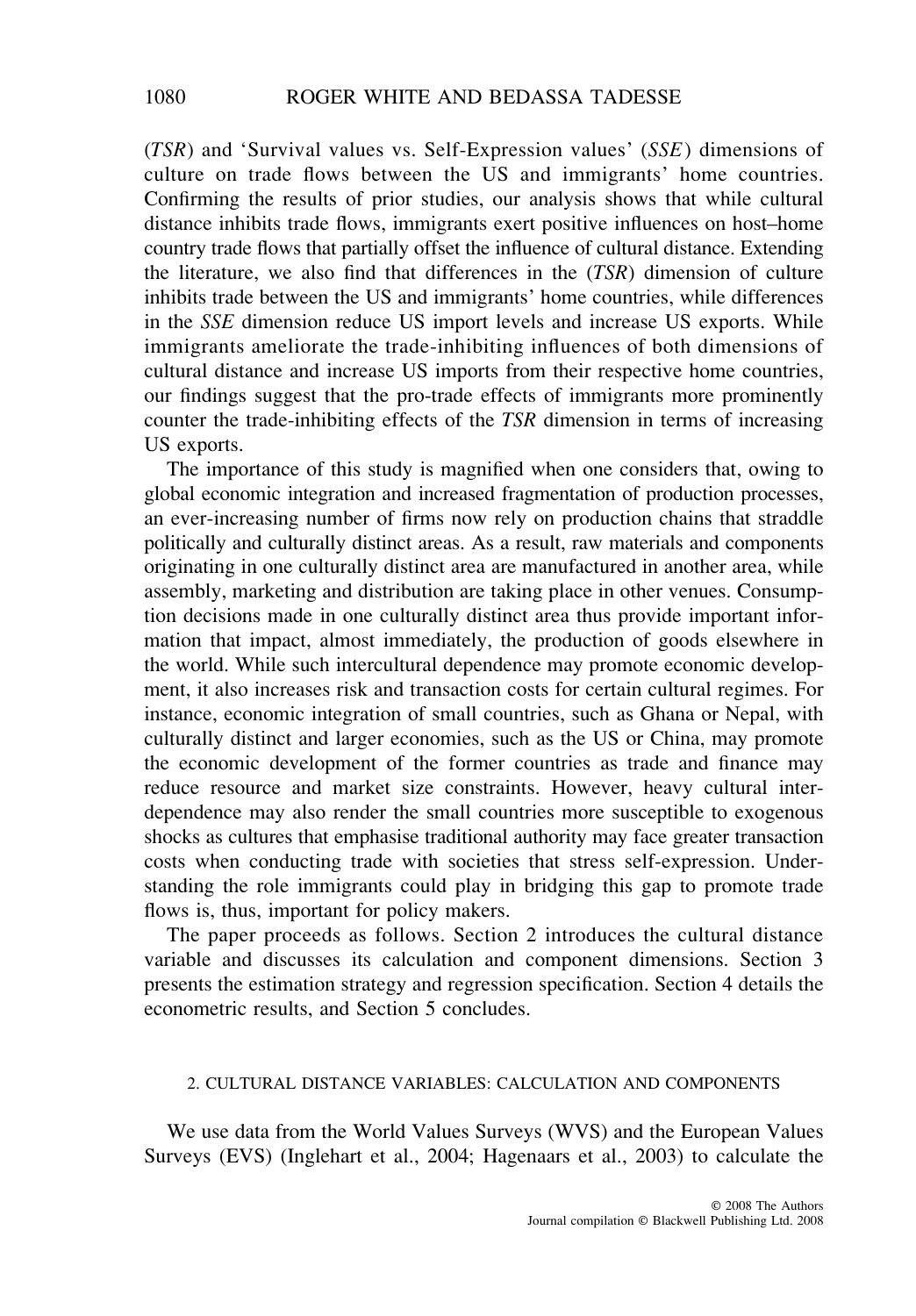(*TSR*) and 'Survival values vs. Self-Expression values' (*SSE*) dimensions of culture on trade flows between the US and immigrants' home countries. Confirming the results of prior studies, our analysis shows that while cultural distance inhibits trade flows, immigrants exert positive influences on host–home country trade flows that partially offset the influence of cultural distance. Extending the literature, we also find that differences in the (*TSR*) dimension of culture inhibits trade between the US and immigrants' home countries, while differences in the *SSE* dimension reduce US import levels and increase US exports. While immigrants ameliorate the trade-inhibiting influences of both dimensions of cultural distance and increase US imports from their respective home countries, our findings suggest that the pro-trade effects of immigrants more prominently counter the trade-inhibiting effects of the *TSR* dimension in terms of increasing US exports.

The importance of this study is magnified when one considers that, owing to global economic integration and increased fragmentation of production processes, an ever-increasing number of firms now rely on production chains that straddle politically and culturally distinct areas. As a result, raw materials and components originating in one culturally distinct area are manufactured in another area, while assembly, marketing and distribution are taking place in other venues. Consumption decisions made in one culturally distinct area thus provide important information that impact, almost immediately, the production of goods elsewhere in the world. While such intercultural dependence may promote economic development, it also increases risk and transaction costs for certain cultural regimes. For instance, economic integration of small countries, such as Ghana or Nepal, with culturally distinct and larger economies, such as the US or China, may promote the economic development of the former countries as trade and finance may reduce resource and market size constraints. However, heavy cultural interdependence may also render the small countries more susceptible to exogenous shocks as cultures that emphasise traditional authority may face greater transaction costs when conducting trade with societies that stress self-expression. Understanding the role immigrants could play in bridging this gap to promote trade flows is, thus, important for policy makers.

The paper proceeds as follows. Section 2 introduces the cultural distance variable and discusses its calculation and component dimensions. Section 3 presents the estimation strategy and regression specification. Section 4 details the econometric results, and Section 5 concludes.

## 2. CULTURAL DISTANCE VARIABLES: CALCULATION AND COMPONENTS

We use data from the World Values Surveys (WVS) and the European Values Surveys (EVS) (Inglehart et al., 2004; Hagenaars et al., 2003) to calculate the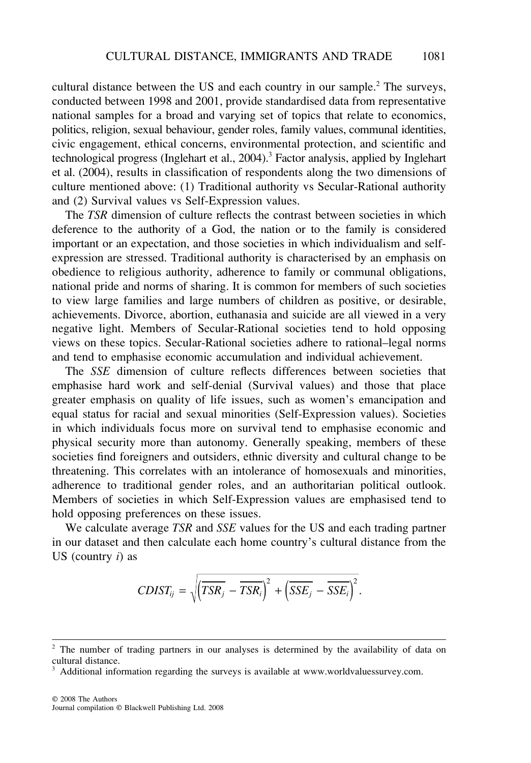cultural distance between the US and each country in our sample.[2] The surveys, conducted between 1998 and 2001, provide standardised data from representative national samples for a broad and varying set of topics that relate to economics, politics, religion, sexual behaviour, gender roles, family values, communal identities, civic engagement, ethical concerns, environmental protection, and scientific and technological progress (Inglehart et al., 2004).[3] Factor analysis, applied by Inglehart et al. (2004), results in classification of respondents along the two dimensions of culture mentioned above: (1) Traditional authority vs Secular-Rational authority and (2) Survival values vs Self-Expression values.

The *TSR* dimension of culture reflects the contrast between societies in which deference to the authority of a God, the nation or to the family is considered important or an expectation, and those societies in which individualism and self-expression are stressed. Traditional authority is characterised by an emphasis on obedience to religious authority, adherence to family or communal obligations, national pride and norms of sharing. It is common for members of such societies to view large families and large numbers of children as positive, or desirable, achievements. Divorce, abortion, euthanasia and suicide are all viewed in a very negative light. Members of Secular-Rational societies tend to hold opposing views on these topics. Secular-Rational societies adhere to rational–legal norms and tend to emphasise economic accumulation and individual achievement.

The *SSE* dimension of culture reflects differences between societies that emphasise hard work and self-denial (Survival values) and those that place greater emphasis on quality of life issues, such as women's emancipation and equal status for racial and sexual minorities (Self-Expression values). Societies in which individuals focus more on survival tend to emphasise economic and physical security more than autonomy. Generally speaking, members of these societies find foreigners and outsiders, ethnic diversity and cultural change to be threatening. This correlates with an intolerance of homosexuals and minorities, adherence to traditional gender roles, and an authoritarian political outlook. Members of societies in which Self-Expression values are emphasised tend to hold opposing preferences on these issues.

We calculate average *TSR* and *SSE* values for the US and each trading partner in our dataset and then calculate each home country's cultural distance from the US (country *i*) as

$$CDIST_{ij} = \sqrt{\left(\overline{TSR_j} - \overline{TSR_i}\right)^2 + \left(\overline{SSE_j} - \overline{SSE_i}\right)^2}.$$

[2] The number of trading partners in our analyses is determined by the availability of data on cultural distance.

[3] Additional information regarding the surveys is available at www.worldvaluessurvey.com.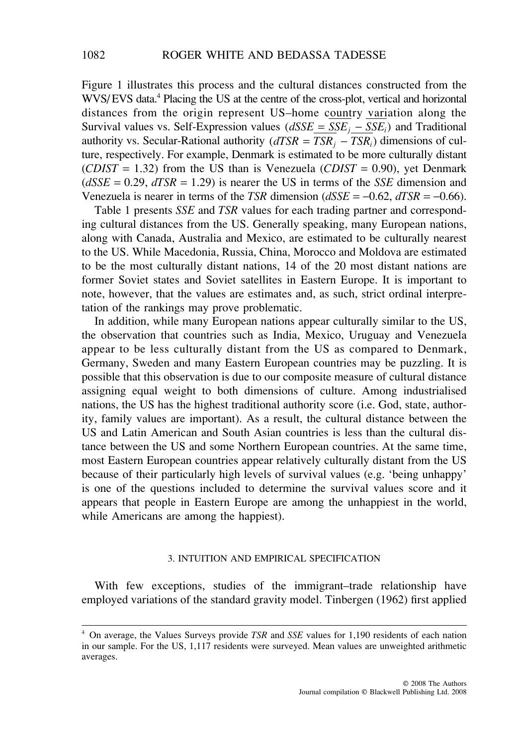Figure 1 illustrates this process and the cultural distances constructed from the WVS/EVS data.[4] Placing the US at the centre of the cross-plot, vertical and horizontal distances from the origin represent US–home country variation along the Survival values vs. Self-Expression values ($dSSE = \overline{SSE}_j - \overline{SSE}_i$) and Traditional authority vs. Secular-Rational authority ($dTSR = \overline{TSR}_j - \overline{TSR}_i$) dimensions of culture, respectively. For example, Denmark is estimated to be more culturally distant ($CDIST = 1.32$) from the US than is Venezuela ($CDIST = 0.90$), yet Denmark ($dSSE = 0.29$, $dTSR = 1.29$) is nearer the US in terms of the *SSE* dimension and Venezuela is nearer in terms of the *TSR* dimension ($dSSE = -0.62$, $dTSR = -0.66$).

Table 1 presents *SSE* and *TSR* values for each trading partner and corresponding cultural distances from the US. Generally speaking, many European nations, along with Canada, Australia and Mexico, are estimated to be culturally nearest to the US. While Macedonia, Russia, China, Morocco and Moldova are estimated to be the most culturally distant nations, 14 of the 20 most distant nations are former Soviet states and Soviet satellites in Eastern Europe. It is important to note, however, that the values are estimates and, as such, strict ordinal interpretation of the rankings may prove problematic.

In addition, while many European nations appear culturally similar to the US, the observation that countries such as India, Mexico, Uruguay and Venezuela appear to be less culturally distant from the US as compared to Denmark, Germany, Sweden and many Eastern European countries may be puzzling. It is possible that this observation is due to our composite measure of cultural distance assigning equal weight to both dimensions of culture. Among industrialised nations, the US has the highest traditional authority score (i.e. God, state, authority, family values are important). As a result, the cultural distance between the US and Latin American and South Asian countries is less than the cultural distance between the US and some Northern European countries. At the same time, most Eastern European countries appear relatively culturally distant from the US because of their particularly high levels of survival values (e.g. 'being unhappy' is one of the questions included to determine the survival values score and it appears that people in Eastern Europe are among the unhappiest in the world, while Americans are among the happiest).

### 3. INTUITION AND EMPIRICAL SPECIFICATION

With few exceptions, studies of the immigrant–trade relationship have employed variations of the standard gravity model. Tinbergen (1962) first applied

[4] On average, the Values Surveys provide *TSR* and *SSE* values for 1,190 residents of each nation in our sample. For the US, 1,117 residents were surveyed. Mean values are unweighted arithmetic averages.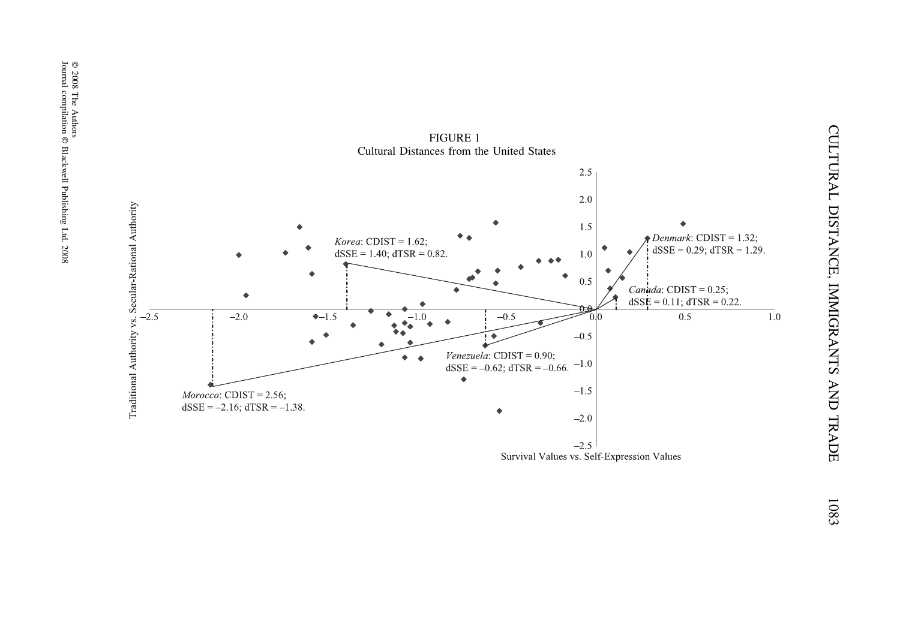FIGURE 1
Cultural Distances from the United States

*Korea*: CDIST = 1.62; dSSE = 1.40; dTSR = 0.82.

*Denmark*: CDIST = 1.32; dSSE = 0.29; dTSR = 1.29.

*Canada*: CDIST = 0.25; dSSE = 0.11; dTSR = 0.22.

*Venezuela*: CDIST = 0.90; dSSE = –0.62; dTSR = –0.66.

*Morocco*: CDIST = 2.56; dSSE = –2.16; dTSR = –1.38.

Traditional Authority vs. Secular-Rational Authority

Survival Values vs. Self-Expression Values

© 2008 The Authors
Journal compilation © Blackwell Publishing Ltd. 2008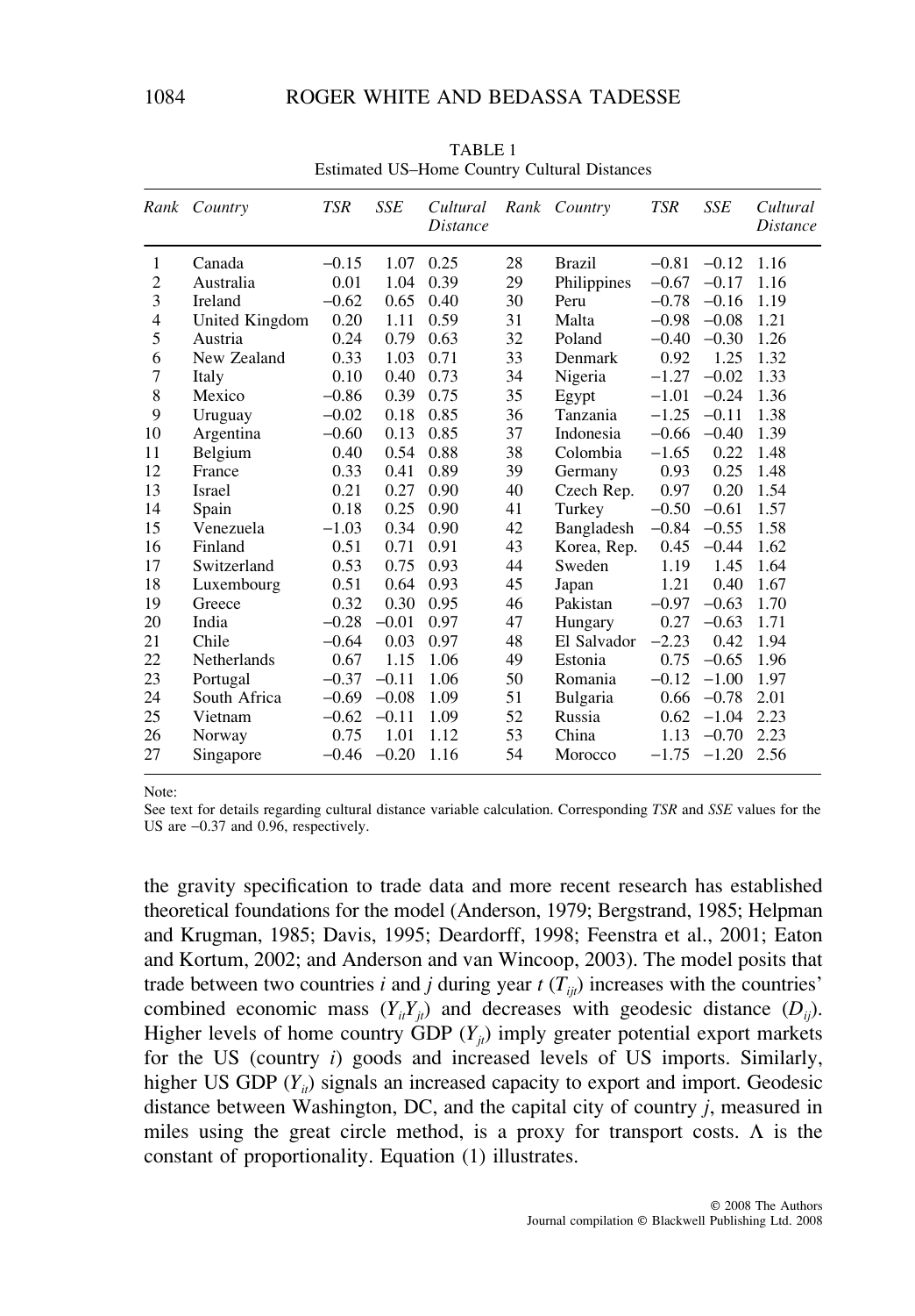TABLE 1
Estimated US–Home Country Cultural Distances

| *Rank* | *Country* | *TSR* | *SSE* | *Cultural Distance* | *Rank* | *Country* | *TSR* | *SSE* | *Cultural Distance* |
|---|---|---|---|---|---|---|---|---|---|
| 1 | Canada | −0.15 | 1.07 | 0.25 | 28 | Brazil | −0.81 | −0.12 | 1.16 |
| 2 | Australia | 0.01 | 1.04 | 0.39 | 29 | Philippines | −0.67 | −0.17 | 1.16 |
| 3 | Ireland | −0.62 | 0.65 | 0.40 | 30 | Peru | −0.78 | −0.16 | 1.19 |
| 4 | United Kingdom | 0.20 | 1.11 | 0.59 | 31 | Malta | −0.98 | −0.08 | 1.21 |
| 5 | Austria | 0.24 | 0.79 | 0.63 | 32 | Poland | −0.40 | −0.30 | 1.26 |
| 6 | New Zealand | 0.33 | 1.03 | 0.71 | 33 | Denmark | 0.92 | 1.25 | 1.32 |
| 7 | Italy | 0.10 | 0.40 | 0.73 | 34 | Nigeria | −1.27 | −0.02 | 1.33 |
| 8 | Mexico | −0.86 | 0.39 | 0.75 | 35 | Egypt | −1.01 | −0.24 | 1.36 |
| 9 | Uruguay | −0.02 | 0.18 | 0.85 | 36 | Tanzania | −1.25 | −0.11 | 1.38 |
| 10 | Argentina | −0.60 | 0.13 | 0.85 | 37 | Indonesia | −0.66 | −0.40 | 1.39 |
| 11 | Belgium | 0.40 | 0.54 | 0.88 | 38 | Colombia | −1.65 | 0.22 | 1.48 |
| 12 | France | 0.33 | 0.41 | 0.89 | 39 | Germany | 0.93 | 0.25 | 1.48 |
| 13 | Israel | 0.21 | 0.27 | 0.90 | 40 | Czech Rep. | 0.97 | 0.20 | 1.54 |
| 14 | Spain | 0.18 | 0.25 | 0.90 | 41 | Turkey | −0.50 | −0.61 | 1.57 |
| 15 | Venezuela | −1.03 | 0.34 | 0.90 | 42 | Bangladesh | −0.84 | −0.55 | 1.58 |
| 16 | Finland | 0.51 | 0.71 | 0.91 | 43 | Korea, Rep. | 0.45 | −0.44 | 1.62 |
| 17 | Switzerland | 0.53 | 0.75 | 0.93 | 44 | Sweden | 1.19 | 1.45 | 1.64 |
| 18 | Luxembourg | 0.51 | 0.64 | 0.93 | 45 | Japan | 1.21 | 0.40 | 1.67 |
| 19 | Greece | 0.32 | 0.30 | 0.95 | 46 | Pakistan | −0.97 | −0.63 | 1.70 |
| 20 | India | −0.28 | −0.01 | 0.97 | 47 | Hungary | 0.27 | −0.63 | 1.71 |
| 21 | Chile | −0.64 | 0.03 | 0.97 | 48 | El Salvador | −2.23 | 0.42 | 1.94 |
| 22 | Netherlands | 0.67 | 1.15 | 1.06 | 49 | Estonia | 0.75 | −0.65 | 1.96 |
| 23 | Portugal | −0.37 | −0.11 | 1.06 | 50 | Romania | −0.12 | −1.00 | 1.97 |
| 24 | South Africa | −0.69 | −0.08 | 1.09 | 51 | Bulgaria | 0.66 | −0.78 | 2.01 |
| 25 | Vietnam | −0.62 | −0.11 | 1.09 | 52 | Russia | 0.62 | −1.04 | 2.23 |
| 26 | Norway | 0.75 | 1.01 | 1.12 | 53 | China | 1.13 | −0.70 | 2.23 |
| 27 | Singapore | −0.46 | −0.20 | 1.16 | 54 | Morocco | −1.75 | −1.20 | 2.56 |

Note:
See text for details regarding cultural distance variable calculation. Corresponding *TSR* and *SSE* values for the US are −0.37 and 0.96, respectively.

the gravity specification to trade data and more recent research has established theoretical foundations for the model (Anderson, 1979; Bergstrand, 1985; Helpman and Krugman, 1985; Davis, 1995; Deardorff, 1998; Feenstra et al., 2001; Eaton and Kortum, 2002; and Anderson and van Wincoop, 2003). The model posits that trade between two countries $i$ and $j$ during year $t$ ($T_{ijt}$) increases with the countries' combined economic mass ($Y_{it}Y_{jt}$) and decreases with geodesic distance ($D_{ij}$). Higher levels of home country GDP ($Y_{jt}$) imply greater potential export markets for the US (country $i$) goods and increased levels of US imports. Similarly, higher US GDP ($Y_{it}$) signals an increased capacity to export and import. Geodesic distance between Washington, DC, and the capital city of country $j$, measured in miles using the great circle method, is a proxy for transport costs. $\Lambda$ is the constant of proportionality. Equation (1) illustrates.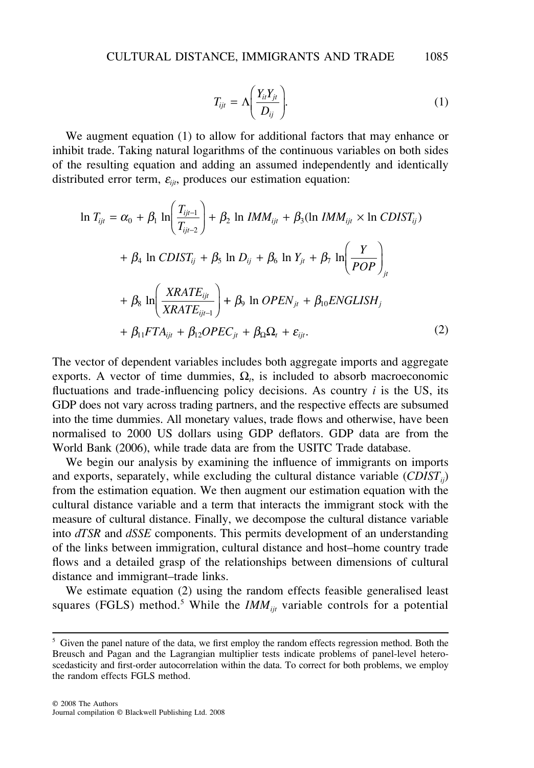$$T_{ijt} = \Lambda\left(\frac{Y_{it}Y_{jt}}{D_{ij}}\right). \tag{1}$$

We augment equation (1) to allow for additional factors that may enhance or inhibit trade. Taking natural logarithms of the continuous variables on both sides of the resulting equation and adding an assumed independently and identically distributed error term, $\varepsilon_{ijt}$, produces our estimation equation:

$$\begin{aligned}
\ln T_{ijt} = {} & \alpha_0 + \beta_1 \ln\left(\frac{T_{ijt-1}}{T_{ijt-2}}\right) + \beta_2 \ln IMM_{ijt} + \beta_3(\ln IMM_{ijt} \times \ln CDIST_{ij}) \\
& + \beta_4 \ln CDIST_{ij} + \beta_5 \ln D_{ij} + \beta_6 \ln Y_{jt} + \beta_7 \ln\left(\frac{Y}{POP}\right)_{jt} \\
& + \beta_8 \ln\left(\frac{XRATE_{ijt}}{XRATE_{ijt-1}}\right) + \beta_9 \ln OPEN_{jt} + \beta_{10} ENGLISH_j \\
& + \beta_{11} FTA_{ijt} + \beta_{12} OPEC_{jt} + \beta_\Omega \Omega_t + \varepsilon_{ijt}.
\end{aligned} \tag{2}$$

The vector of dependent variables includes both aggregate imports and aggregate exports. A vector of time dummies, $\Omega_t$, is included to absorb macroeconomic fluctuations and trade-influencing policy decisions. As country $i$ is the US, its GDP does not vary across trading partners, and the respective effects are subsumed into the time dummies. All monetary values, trade flows and otherwise, have been normalised to 2000 US dollars using GDP deflators. GDP data are from the World Bank (2006), while trade data are from the USITC Trade database.

We begin our analysis by examining the influence of immigrants on imports and exports, separately, while excluding the cultural distance variable ($CDIST_{ij}$) from the estimation equation. We then augment our estimation equation with the cultural distance variable and a term that interacts the immigrant stock with the measure of cultural distance. Finally, we decompose the cultural distance variable into *dTSR* and *dSSE* components. This permits development of an understanding of the links between immigration, cultural distance and host–home country trade flows and a detailed grasp of the relationships between dimensions of cultural distance and immigrant–trade links.

We estimate equation (2) using the random effects feasible generalised least squares (FGLS) method.[5] While the $IMM_{ijt}$ variable controls for a potential

[5] Given the panel nature of the data, we first employ the random effects regression method. Both the Breusch and Pagan and the Lagrangian multiplier tests indicate problems of panel-level heteroscedasticity and first-order autocorrelation within the data. To correct for both problems, we employ the random effects FGLS method.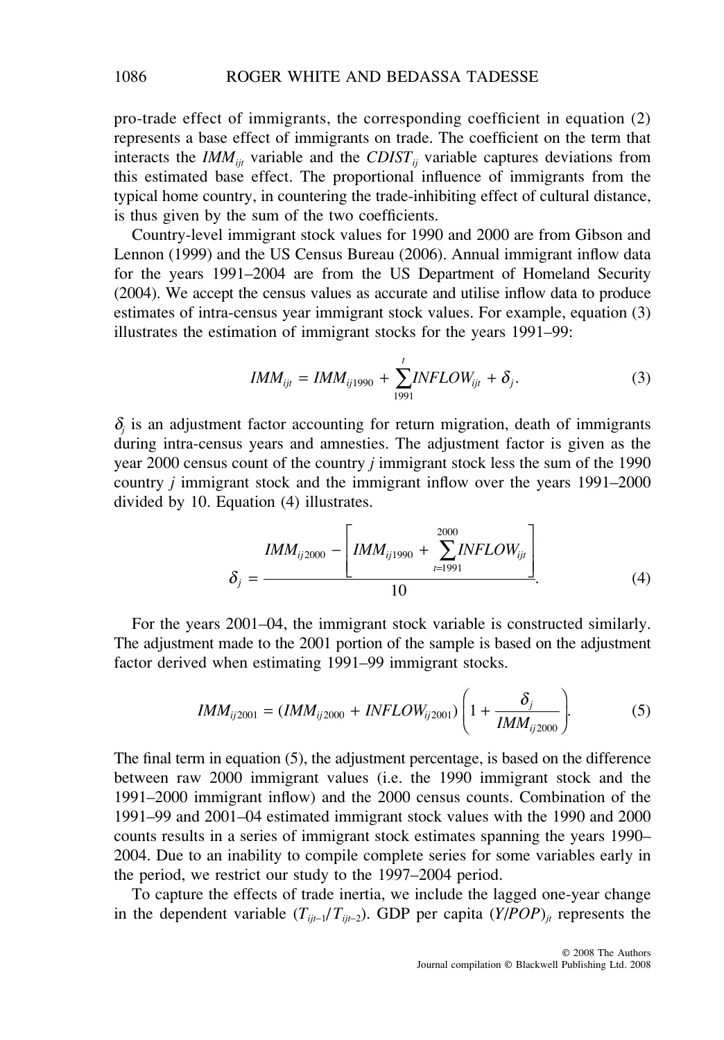pro-trade effect of immigrants, the corresponding coefficient in equation (2) represents a base effect of immigrants on trade. The coefficient on the term that interacts the $IMM_{ijt}$ variable and the $CDIST_{ij}$ variable captures deviations from this estimated base effect. The proportional influence of immigrants from the typical home country, in countering the trade-inhibiting effect of cultural distance, is thus given by the sum of the two coefficients.

Country-level immigrant stock values for 1990 and 2000 are from Gibson and Lennon (1999) and the US Census Bureau (2006). Annual immigrant inflow data for the years 1991–2004 are from the US Department of Homeland Security (2004). We accept the census values as accurate and utilise inflow data to produce estimates of intra-census year immigrant stock values. For example, equation (3) illustrates the estimation of immigrant stocks for the years 1991–99:

$$IMM_{ijt} = IMM_{ij1990} + \sum_{1991}^{t} INFLOW_{ijt} + \delta_j. \tag{3}$$

$\delta_j$ is an adjustment factor accounting for return migration, death of immigrants during intra-census years and amnesties. The adjustment factor is given as the year 2000 census count of the country $j$ immigrant stock less the sum of the 1990 country $j$ immigrant stock and the immigrant inflow over the years 1991–2000 divided by 10. Equation (4) illustrates.

$$\delta_j = \frac{IMM_{ij2000} - \left[ IMM_{ij1990} + \sum_{t=1991}^{2000} INFLOW_{ijt} \right]}{10}. \tag{4}$$

For the years 2001–04, the immigrant stock variable is constructed similarly. The adjustment made to the 2001 portion of the sample is based on the adjustment factor derived when estimating 1991–99 immigrant stocks.

$$IMM_{ij2001} = (IMM_{ij2000} + INFLOW_{ij2001}) \left( 1 + \frac{\delta_j}{IMM_{ij2000}} \right). \tag{5}$$

The final term in equation (5), the adjustment percentage, is based on the difference between raw 2000 immigrant values (i.e. the 1990 immigrant stock and the 1991–2000 immigrant inflow) and the 2000 census counts. Combination of the 1991–99 and 2001–04 estimated immigrant stock values with the 1990 and 2000 counts results in a series of immigrant stock estimates spanning the years 1990–2004. Due to an inability to compile complete series for some variables early in the period, we restrict our study to the 1997–2004 period.

To capture the effects of trade inertia, we include the lagged one-year change in the dependent variable ($T_{ijt-1}/T_{ijt-2}$). GDP per capita $(Y/POP)_{jt}$ represents the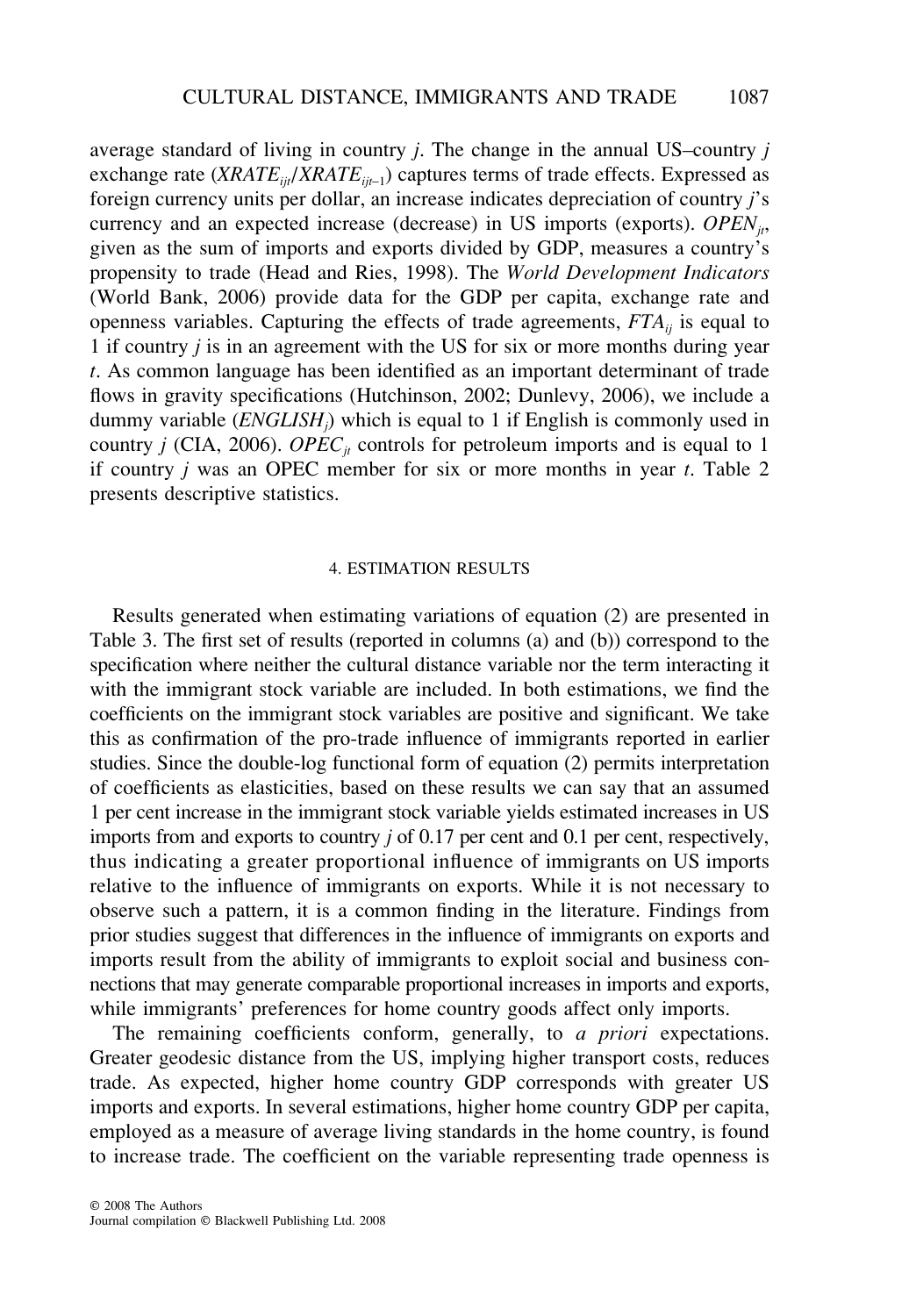average standard of living in country $j$. The change in the annual US–country $j$ exchange rate ($XRATE_{ijt}/XRATE_{ijt-1}$) captures terms of trade effects. Expressed as foreign currency units per dollar, an increase indicates depreciation of country $j$'s currency and an expected increase (decrease) in US imports (exports). $OPEN_{jt}$, given as the sum of imports and exports divided by GDP, measures a country's propensity to trade (Head and Ries, 1998). The *World Development Indicators* (World Bank, 2006) provide data for the GDP per capita, exchange rate and openness variables. Capturing the effects of trade agreements, $FTA_{ij}$ is equal to 1 if country $j$ is in an agreement with the US for six or more months during year $t$. As common language has been identified as an important determinant of trade flows in gravity specifications (Hutchinson, 2002; Dunlevy, 2006), we include a dummy variable ($ENGLISH_j$) which is equal to 1 if English is commonly used in country $j$ (CIA, 2006). $OPEC_{jt}$ controls for petroleum imports and is equal to 1 if country $j$ was an OPEC member for six or more months in year $t$. Table 2 presents descriptive statistics.

## 4. ESTIMATION RESULTS

Results generated when estimating variations of equation (2) are presented in Table 3. The first set of results (reported in columns (a) and (b)) correspond to the specification where neither the cultural distance variable nor the term interacting it with the immigrant stock variable are included. In both estimations, we find the coefficients on the immigrant stock variables are positive and significant. We take this as confirmation of the pro-trade influence of immigrants reported in earlier studies. Since the double-log functional form of equation (2) permits interpretation of coefficients as elasticities, based on these results we can say that an assumed 1 per cent increase in the immigrant stock variable yields estimated increases in US imports from and exports to country $j$ of 0.17 per cent and 0.1 per cent, respectively, thus indicating a greater proportional influence of immigrants on US imports relative to the influence of immigrants on exports. While it is not necessary to observe such a pattern, it is a common finding in the literature. Findings from prior studies suggest that differences in the influence of immigrants on exports and imports result from the ability of immigrants to exploit social and business connections that may generate comparable proportional increases in imports and exports, while immigrants' preferences for home country goods affect only imports.

The remaining coefficients conform, generally, to *a priori* expectations. Greater geodesic distance from the US, implying higher transport costs, reduces trade. As expected, higher home country GDP corresponds with greater US imports and exports. In several estimations, higher home country GDP per capita, employed as a measure of average living standards in the home country, is found to increase trade. The coefficient on the variable representing trade openness is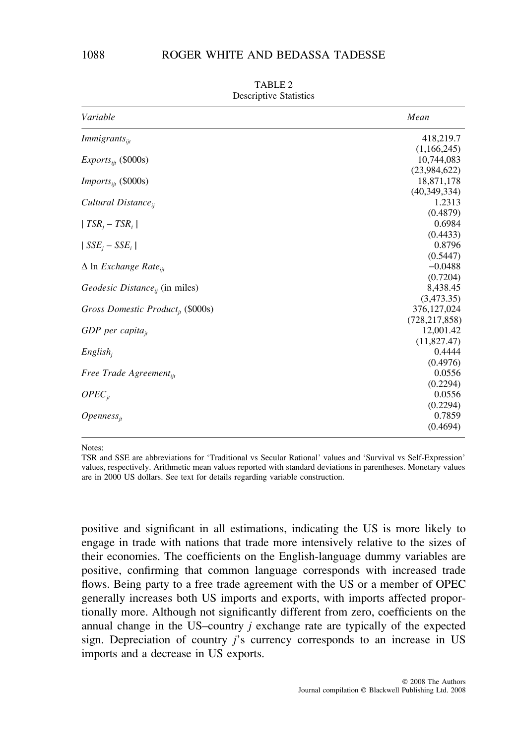TABLE 2
Descriptive Statistics

| *Variable* | *Mean* |
|---|---|
| $Immigrants_{ijt}$ | 418,219.7 (1,166,245) |
| $Exports_{ijt}$ (\$000s) | 10,744,083 (23,984,622) |
| $Imports_{ijt}$ (\$000s) | 18,871,178 (40,349,334) |
| $Cultural\ Distance_{ij}$ | 1.2313 (0.4879) |
| $\mid TSR_j - TSR_i \mid$ | 0.6984 (0.4433) |
| $\mid SSE_j - SSE_i \mid$ | 0.8796 (0.5447) |
| $\Delta$ ln $Exchange\ Rate_{ijt}$ | −0.0488 (0.7204) |
| $Geodesic\ Distance_{ij}$ (in miles) | 8,438.45 (3,473.35) |
| $Gross\ Domestic\ Product_{jt}$ (\$000s) | 376,127,024 (728,217,858) |
| $GDP\ per\ capita_{jt}$ | 12,001.42 (11,827.47) |
| $English_j$ | 0.4444 (0.4976) |
| $Free\ Trade\ Agreement_{ijt}$ | 0.0556 (0.2294) |
| $OPEC_{jt}$ | 0.0556 (0.2294) |
| $Openness_{jt}$ | 0.7859 (0.4694) |

Notes:
TSR and SSE are abbreviations for 'Traditional vs Secular Rational' values and 'Survival vs Self-Expression' values, respectively. Arithmetic mean values reported with standard deviations in parentheses. Monetary values are in 2000 US dollars. See text for details regarding variable construction.

positive and significant in all estimations, indicating the US is more likely to engage in trade with nations that trade more intensively relative to the sizes of their economies. The coefficients on the English-language dummy variables are positive, confirming that common language corresponds with increased trade flows. Being party to a free trade agreement with the US or a member of OPEC generally increases both US imports and exports, with imports affected proportionally more. Although not significantly different from zero, coefficients on the annual change in the US–country $j$ exchange rate are typically of the expected sign. Depreciation of country $j$'s currency corresponds to an increase in US imports and a decrease in US exports.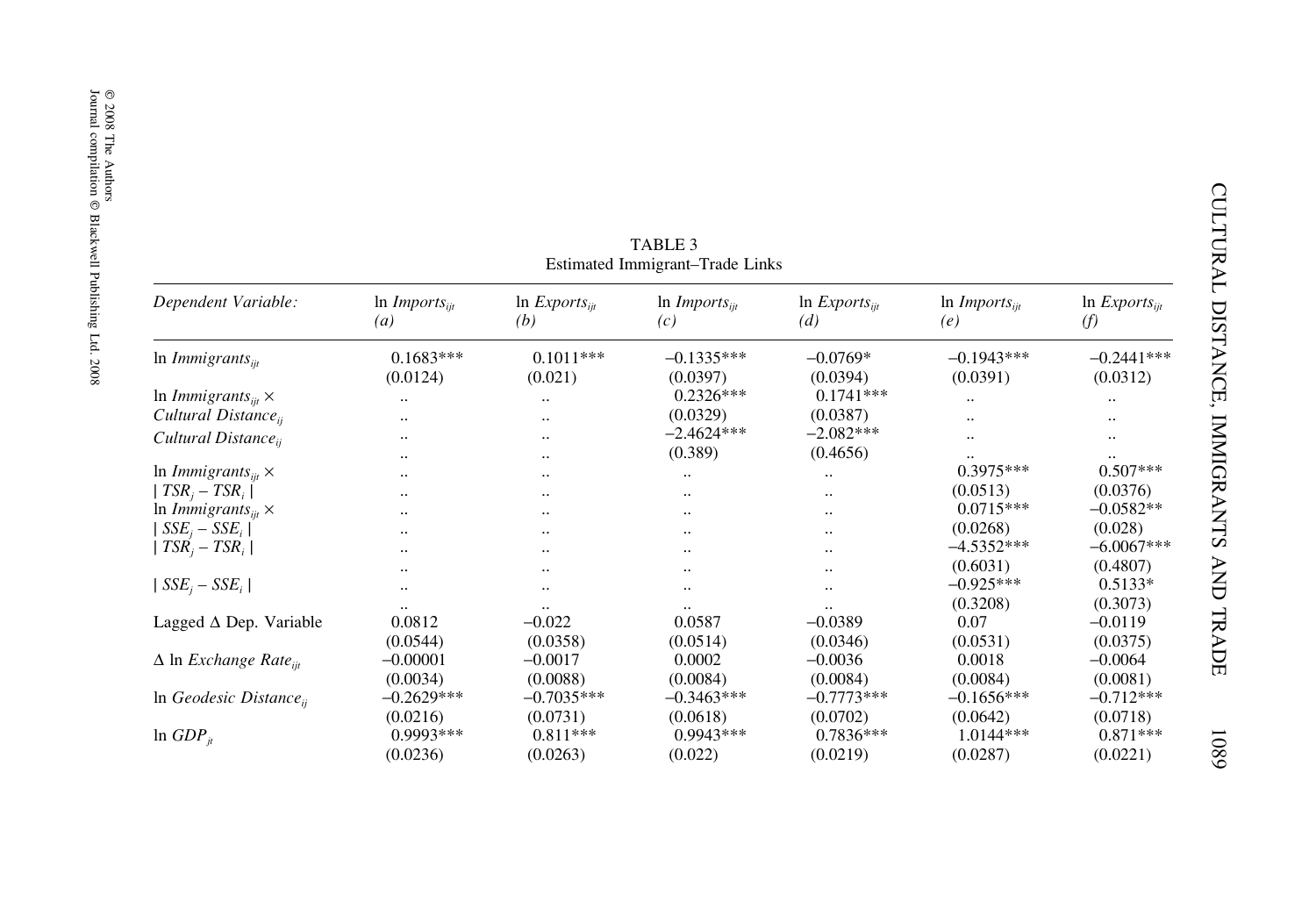TABLE 3
Estimated Immigrant–Trade Links

| Dependent Variable: | ln $Imports_{ijt}$ (a) | ln $Exports_{ijt}$ (b) | ln $Imports_{ijt}$ (c) | ln $Exports_{ijt}$ (d) | ln $Imports_{ijt}$ (e) | ln $Exports_{ijt}$ (f) |
|---|---|---|---|---|---|---|
| ln $Immigrants_{ijt}$ | 0.1683*** | 0.1011*** | −0.1335*** | −0.0769* | −0.1943*** | −0.2441*** |
| | (0.0124) | (0.021) | (0.0397) | (0.0394) | (0.0391) | (0.0312) |
| ln $Immigrants_{ijt}$ × $Cultural\ Distance_{ij}$ | .. | .. | 0.2326*** | 0.1741*** | .. | .. |
| | .. | .. | (0.0329) | (0.0387) | .. | .. |
| $Cultural\ Distance_{ij}$ | .. | .. | −2.4624*** | −2.082*** | .. | .. |
| | .. | .. | (0.389) | (0.4656) | .. | .. |
| ln $Immigrants_{ijt}$ × $\mid TSR_j - TSR_i \mid$ | .. | .. | .. | .. | 0.3975*** | 0.507*** |
| | .. | .. | .. | .. | (0.0513) | (0.0376) |
| ln $Immigrants_{ijt}$ × $\mid SSE_j - SSE_i \mid$ | .. | .. | .. | .. | 0.0715*** | −0.0582** |
| | .. | .. | .. | .. | (0.0268) | (0.028) |
| $\mid TSR_j - TSR_i \mid$ | .. | .. | .. | .. | −4.5352*** | −6.0067*** |
| | .. | .. | .. | .. | (0.6031) | (0.4807) |
| $\mid SSE_j - SSE_i \mid$ | .. | .. | .. | .. | −0.925*** | 0.5133* |
| | .. | .. | .. | .. | (0.3208) | (0.3073) |
| Lagged Δ Dep. Variable | 0.0812 | −0.022 | 0.0587 | −0.0389 | 0.07 | −0.0119 |
| | (0.0544) | (0.0358) | (0.0514) | (0.0346) | (0.0531) | (0.0375) |
| Δ ln $Exchange\ Rate_{ijt}$ | −0.00001 | −0.0017 | 0.0002 | −0.0036 | 0.0018 | −0.0064 |
| | (0.0034) | (0.0088) | (0.0084) | (0.0084) | (0.0084) | (0.0081) |
| ln $Geodesic\ Distance_{ij}$ | −0.2629*** | −0.7035*** | −0.3463*** | −0.7773*** | −0.1656*** | −0.712*** |
| | (0.0216) | (0.0731) | (0.0618) | (0.0702) | (0.0642) | (0.0718) |
| ln $GDP_{jt}$ | 0.9993*** | 0.811*** | 0.9943*** | 0.7836*** | 1.0144*** | 0.871*** |
| | (0.0236) | (0.0263) | (0.022) | (0.0219) | (0.0287) | (0.0221) |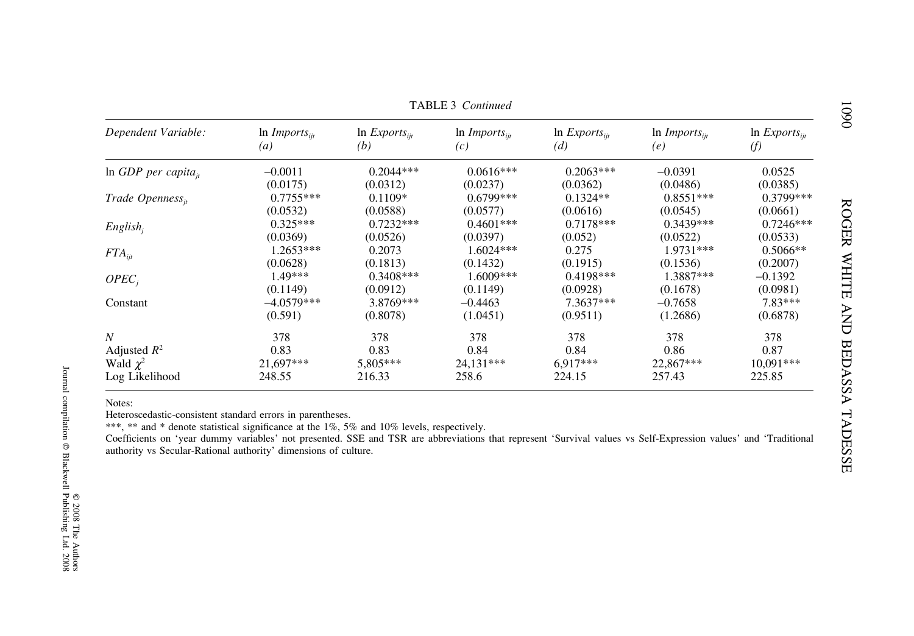TABLE 3 *Continued*

| *Dependent Variable:* | ln $Imports_{ijt}$ (*a*) | ln $Exports_{ijt}$ (*b*) | ln $Imports_{ijt}$ (*c*) | ln $Exports_{ijt}$ (*d*) | ln $Imports_{ijt}$ (*e*) | ln $Exports_{ijt}$ (*f*) |
|---|---|---|---|---|---|---|
| ln *GDP per capita*$_{jt}$ | –0.0011 | 0.2044*** | 0.0616*** | 0.2063*** | –0.0391 | 0.0525 |
| | (0.0175) | (0.0312) | (0.0237) | (0.0362) | (0.0486) | (0.0385) |
| *Trade Openness*$_{jt}$ | 0.7755*** | 0.1109* | 0.6799*** | 0.1324** | 0.8551*** | 0.3799*** |
| | (0.0532) | (0.0588) | (0.0577) | (0.0616) | (0.0545) | (0.0661) |
| *English*$_{j}$ | 0.325*** | 0.7232*** | 0.4601*** | 0.7178*** | 0.3439*** | 0.7246*** |
| | (0.0369) | (0.0526) | (0.0397) | (0.052) | (0.0522) | (0.0533) |
| *FTA*$_{ijt}$ | 1.2653*** | 0.2073 | 1.6024*** | 0.275 | 1.9731*** | 0.5066** |
| | (0.0628) | (0.1813) | (0.1432) | (0.1915) | (0.1536) | (0.2007) |
| *OPEC*$_{j}$ | 1.49*** | 0.3408*** | 1.6009*** | 0.4198*** | 1.3887*** | –0.1392 |
| | (0.1149) | (0.0912) | (0.1149) | (0.0928) | (0.1678) | (0.0981) |
| Constant | –4.0579*** | 3.8769*** | –0.4463 | 7.3637*** | –0.7658 | 7.83*** |
| | (0.591) | (0.8078) | (1.0451) | (0.9511) | (1.2686) | (0.6878) |
| $N$ | 378 | 378 | 378 | 378 | 378 | 378 |
| Adjusted $R^2$ | 0.83 | 0.83 | 0.84 | 0.84 | 0.86 | 0.87 |
| Wald $\chi^2$ | 21,697*** | 5,805*** | 24,131*** | 6,917*** | 22,867*** | 10,091*** |
| Log Likelihood | 248.55 | 216.33 | 258.6 | 224.15 | 257.43 | 225.85 |

Notes:
Heteroscedastic-consistent standard errors in parentheses.
***, ** and * denote statistical significance at the 1%, 5% and 10% levels, respectively.
Coefficients on 'year dummy variables' not presented. SSE and TSR are abbreviations that represent 'Survival values vs Self-Expression values' and 'Traditional authority vs Secular-Rational authority' dimensions of culture.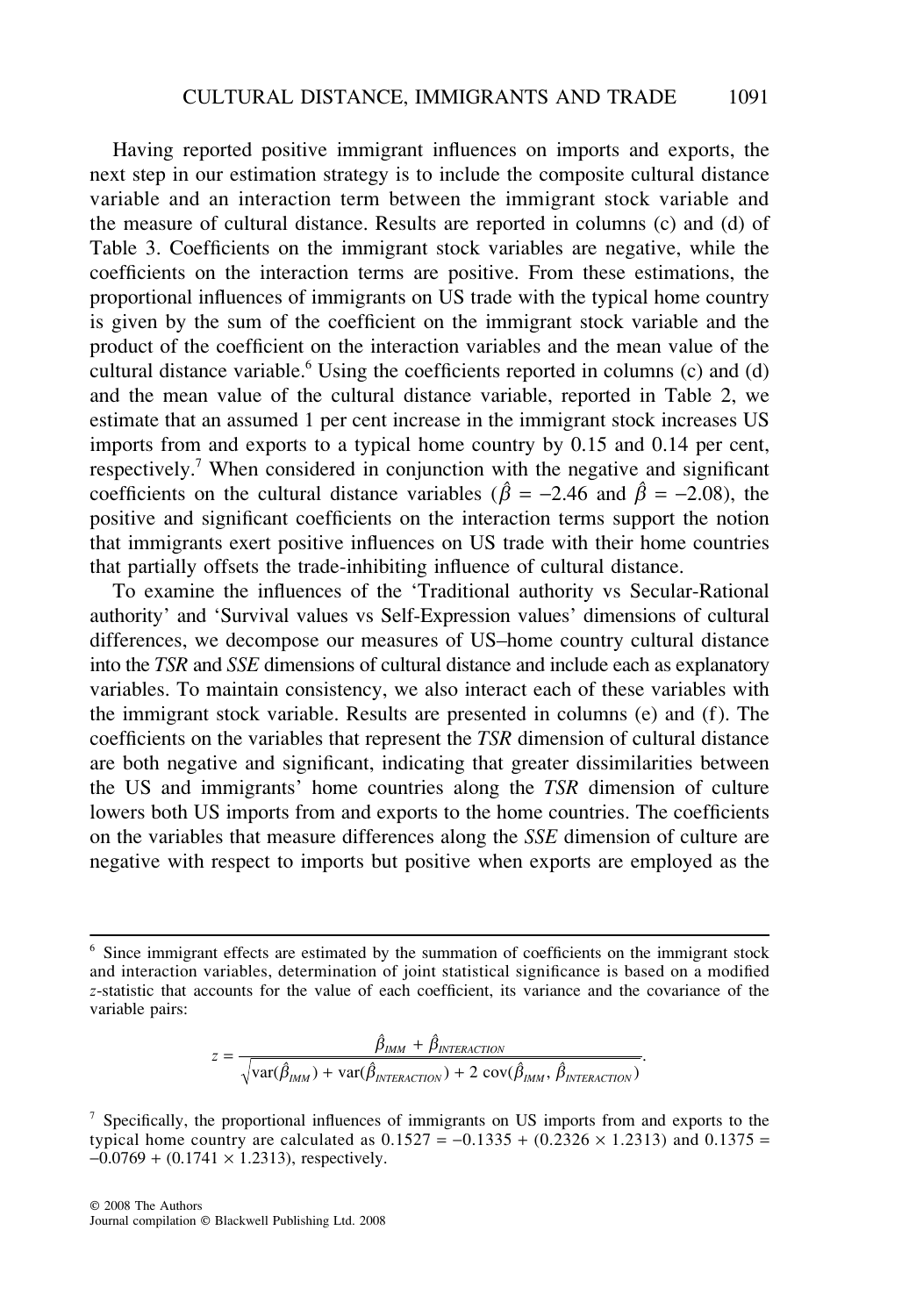Having reported positive immigrant influences on imports and exports, the next step in our estimation strategy is to include the composite cultural distance variable and an interaction term between the immigrant stock variable and the measure of cultural distance. Results are reported in columns (c) and (d) of Table 3. Coefficients on the immigrant stock variables are negative, while the coefficients on the interaction terms are positive. From these estimations, the proportional influences of immigrants on US trade with the typical home country is given by the sum of the coefficient on the immigrant stock variable and the product of the coefficient on the interaction variables and the mean value of the cultural distance variable.[6] Using the coefficients reported in columns (c) and (d) and the mean value of the cultural distance variable, reported in Table 2, we estimate that an assumed 1 per cent increase in the immigrant stock increases US imports from and exports to a typical home country by 0.15 and 0.14 per cent, respectively.[7] When considered in conjunction with the negative and significant coefficients on the cultural distance variables ($\hat{\beta} = -2.46$ and $\hat{\beta} = -2.08$), the positive and significant coefficients on the interaction terms support the notion that immigrants exert positive influences on US trade with their home countries that partially offsets the trade-inhibiting influence of cultural distance.

To examine the influences of the 'Traditional authority vs Secular-Rational authority' and 'Survival values vs Self-Expression values' dimensions of cultural differences, we decompose our measures of US–home country cultural distance into the *TSR* and *SSE* dimensions of cultural distance and include each as explanatory variables. To maintain consistency, we also interact each of these variables with the immigrant stock variable. Results are presented in columns (e) and (f). The coefficients on the variables that represent the *TSR* dimension of cultural distance are both negative and significant, indicating that greater dissimilarities between the US and immigrants' home countries along the *TSR* dimension of culture lowers both US imports from and exports to the home countries. The coefficients on the variables that measure differences along the *SSE* dimension of culture are negative with respect to imports but positive when exports are employed as the

---

[6] Since immigrant effects are estimated by the summation of coefficients on the immigrant stock and interaction variables, determination of joint statistical significance is based on a modified $z$-statistic that accounts for the value of each coefficient, its variance and the covariance of the variable pairs:

$$z = \frac{\hat{\beta}_{IMM} + \hat{\beta}_{INTERACTION}}{\sqrt{\text{var}(\hat{\beta}_{IMM}) + \text{var}(\hat{\beta}_{INTERACTION}) + 2\,\text{cov}(\hat{\beta}_{IMM}, \hat{\beta}_{INTERACTION})}}.$$

[7] Specifically, the proportional influences of immigrants on US imports from and exports to the typical home country are calculated as $0.1527 = -0.1335 + (0.2326 \times 1.2313)$ and $0.1375 = -0.0769 + (0.1741 \times 1.2313)$, respectively.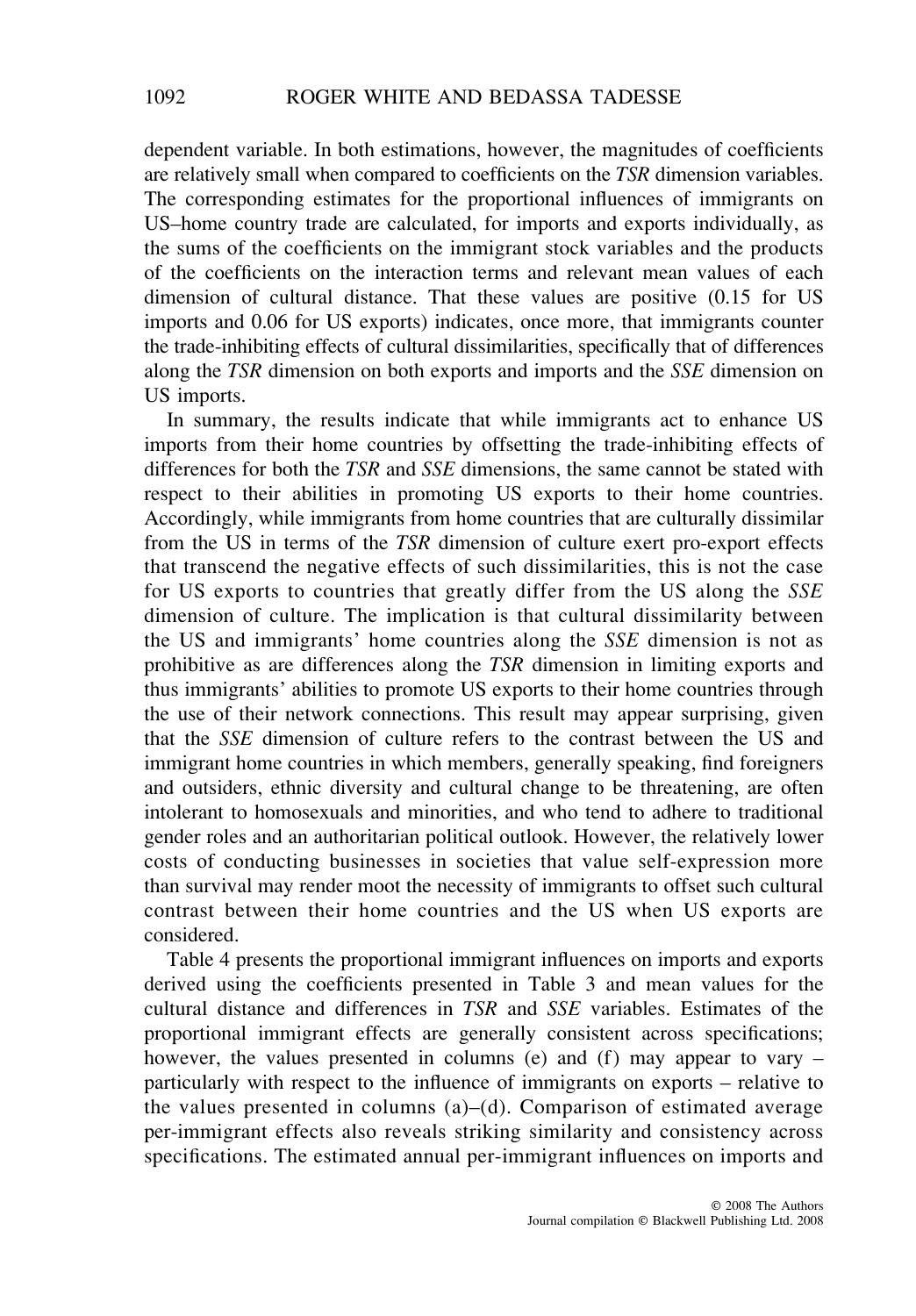dependent variable. In both estimations, however, the magnitudes of coefficients are relatively small when compared to coefficients on the *TSR* dimension variables. The corresponding estimates for the proportional influences of immigrants on US–home country trade are calculated, for imports and exports individually, as the sums of the coefficients on the immigrant stock variables and the products of the coefficients on the interaction terms and relevant mean values of each dimension of cultural distance. That these values are positive (0.15 for US imports and 0.06 for US exports) indicates, once more, that immigrants counter the trade-inhibiting effects of cultural dissimilarities, specifically that of differences along the *TSR* dimension on both exports and imports and the *SSE* dimension on US imports.

In summary, the results indicate that while immigrants act to enhance US imports from their home countries by offsetting the trade-inhibiting effects of differences for both the *TSR* and *SSE* dimensions, the same cannot be stated with respect to their abilities in promoting US exports to their home countries. Accordingly, while immigrants from home countries that are culturally dissimilar from the US in terms of the *TSR* dimension of culture exert pro-export effects that transcend the negative effects of such dissimilarities, this is not the case for US exports to countries that greatly differ from the US along the *SSE* dimension of culture. The implication is that cultural dissimilarity between the US and immigrants' home countries along the *SSE* dimension is not as prohibitive as are differences along the *TSR* dimension in limiting exports and thus immigrants' abilities to promote US exports to their home countries through the use of their network connections. This result may appear surprising, given that the *SSE* dimension of culture refers to the contrast between the US and immigrant home countries in which members, generally speaking, find foreigners and outsiders, ethnic diversity and cultural change to be threatening, are often intolerant to homosexuals and minorities, and who tend to adhere to traditional gender roles and an authoritarian political outlook. However, the relatively lower costs of conducting businesses in societies that value self-expression more than survival may render moot the necessity of immigrants to offset such cultural contrast between their home countries and the US when US exports are considered.

Table 4 presents the proportional immigrant influences on imports and exports derived using the coefficients presented in Table 3 and mean values for the cultural distance and differences in *TSR* and *SSE* variables. Estimates of the proportional immigrant effects are generally consistent across specifications; however, the values presented in columns (e) and (f) may appear to vary – particularly with respect to the influence of immigrants on exports – relative to the values presented in columns (a)–(d). Comparison of estimated average per-immigrant effects also reveals striking similarity and consistency across specifications. The estimated annual per-immigrant influences on imports and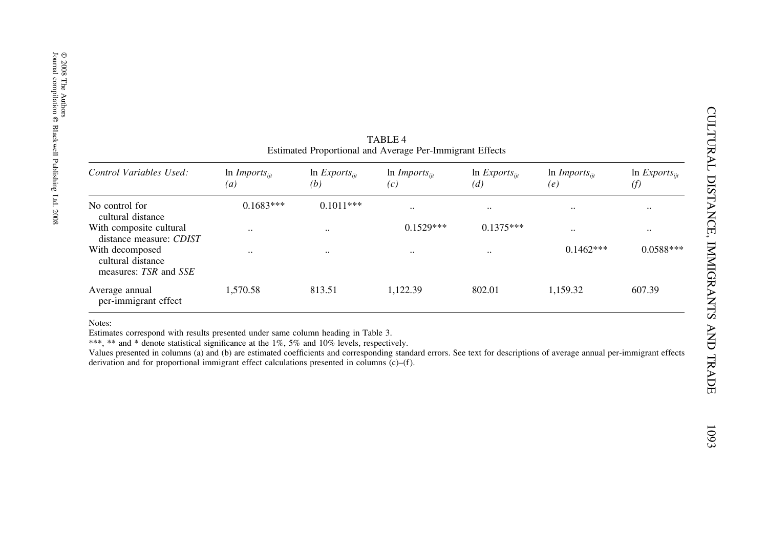TABLE 4

Estimated Proportional and Average Per-Immigrant Effects

| *Control Variables Used:* | ln $Imports_{ijt}$ *(a)* | ln $Exports_{ijt}$ *(b)* | ln $Imports_{ijt}$ *(c)* | ln $Exports_{ijt}$ *(d)* | ln $Imports_{ijt}$ *(e)* | ln $Exports_{ijt}$ *(f)* |
|---|---|---|---|---|---|---|
| No control for cultural distance | 0.1683*** | 0.1011*** | .. | .. | .. | .. |
| With composite cultural distance measure: *CDIST* | .. | .. | 0.1529*** | 0.1375*** | .. | .. |
| With decomposed cultural distance measures: *TSR* and *SSE* | .. | .. | .. | .. | 0.1462*** | 0.0588*** |
| Average annual per-immigrant effect | 1,570.58 | 813.51 | 1,122.39 | 802.01 | 1,159.32 | 607.39 |

Notes:
Estimates correspond with results presented under same column heading in Table 3.
***, ** and * denote statistical significance at the 1%, 5% and 10% levels, respectively.
Values presented in columns (a) and (b) are estimated coefficients and corresponding standard errors. See text for descriptions of average annual per-immigrant effects derivation and for proportional immigrant effect calculations presented in columns (c)–(f).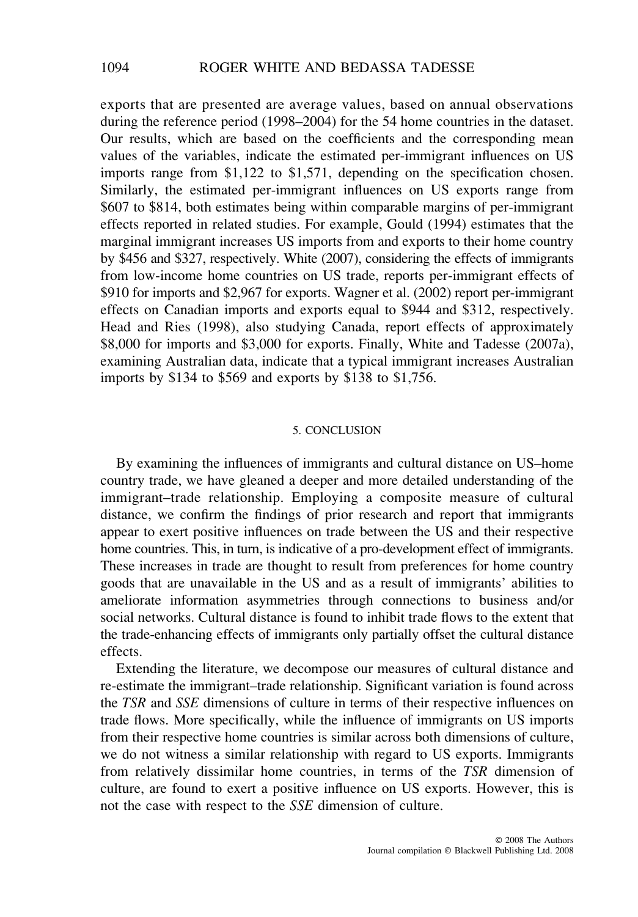exports that are presented are average values, based on annual observations during the reference period (1998–2004) for the 54 home countries in the dataset. Our results, which are based on the coefficients and the corresponding mean values of the variables, indicate the estimated per-immigrant influences on US imports range from $1,122 to $1,571, depending on the specification chosen. Similarly, the estimated per-immigrant influences on US exports range from $607 to $814, both estimates being within comparable margins of per-immigrant effects reported in related studies. For example, Gould (1994) estimates that the marginal immigrant increases US imports from and exports to their home country by $456 and $327, respectively. White (2007), considering the effects of immigrants from low-income home countries on US trade, reports per-immigrant effects of $910 for imports and $2,967 for exports. Wagner et al. (2002) report per-immigrant effects on Canadian imports and exports equal to $944 and $312, respectively. Head and Ries (1998), also studying Canada, report effects of approximately $8,000 for imports and $3,000 for exports. Finally, White and Tadesse (2007a), examining Australian data, indicate that a typical immigrant increases Australian imports by $134 to $569 and exports by $138 to $1,756.

## 5. CONCLUSION

By examining the influences of immigrants and cultural distance on US–home country trade, we have gleaned a deeper and more detailed understanding of the immigrant–trade relationship. Employing a composite measure of cultural distance, we confirm the findings of prior research and report that immigrants appear to exert positive influences on trade between the US and their respective home countries. This, in turn, is indicative of a pro-development effect of immigrants. These increases in trade are thought to result from preferences for home country goods that are unavailable in the US and as a result of immigrants' abilities to ameliorate information asymmetries through connections to business and/or social networks. Cultural distance is found to inhibit trade flows to the extent that the trade-enhancing effects of immigrants only partially offset the cultural distance effects.

Extending the literature, we decompose our measures of cultural distance and re-estimate the immigrant–trade relationship. Significant variation is found across the *TSR* and *SSE* dimensions of culture in terms of their respective influences on trade flows. More specifically, while the influence of immigrants on US imports from their respective home countries is similar across both dimensions of culture, we do not witness a similar relationship with regard to US exports. Immigrants from relatively dissimilar home countries, in terms of the *TSR* dimension of culture, are found to exert a positive influence on US exports. However, this is not the case with respect to the *SSE* dimension of culture.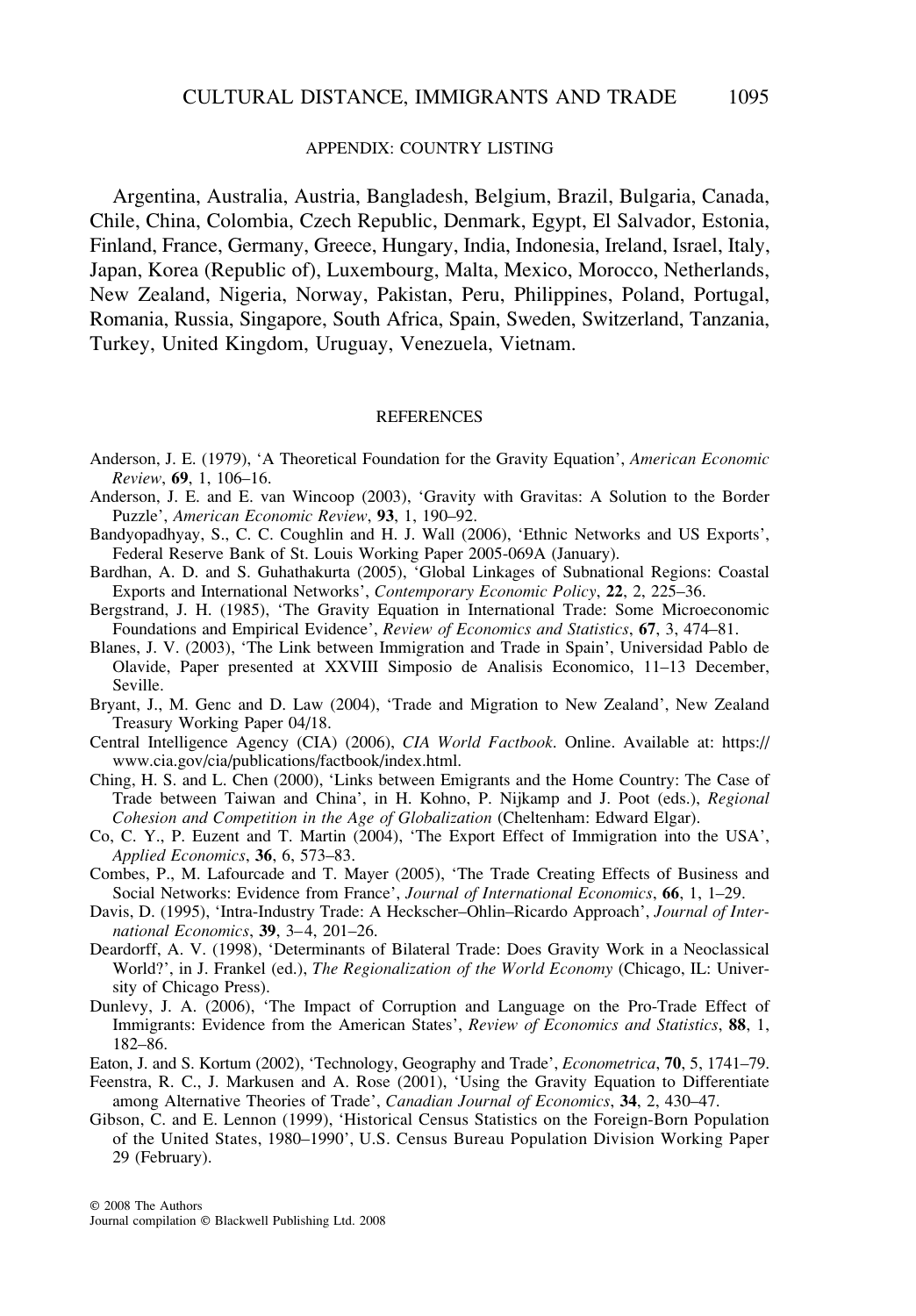## APPENDIX: COUNTRY LISTING

Argentina, Australia, Austria, Bangladesh, Belgium, Brazil, Bulgaria, Canada, Chile, China, Colombia, Czech Republic, Denmark, Egypt, El Salvador, Estonia, Finland, France, Germany, Greece, Hungary, India, Indonesia, Ireland, Israel, Italy, Japan, Korea (Republic of), Luxembourg, Malta, Mexico, Morocco, Netherlands, New Zealand, Nigeria, Norway, Pakistan, Peru, Philippines, Poland, Portugal, Romania, Russia, Singapore, South Africa, Spain, Sweden, Switzerland, Tanzania, Turkey, United Kingdom, Uruguay, Venezuela, Vietnam.

## REFERENCES

Anderson, J. E. (1979), 'A Theoretical Foundation for the Gravity Equation', *American Economic Review*, **69**, 1, 106–16.

Anderson, J. E. and E. van Wincoop (2003), 'Gravity with Gravitas: A Solution to the Border Puzzle', *American Economic Review*, **93**, 1, 190–92.

Bandyopadhyay, S., C. C. Coughlin and H. J. Wall (2006), 'Ethnic Networks and US Exports', Federal Reserve Bank of St. Louis Working Paper 2005-069A (January).

Bardhan, A. D. and S. Guhathakurta (2005), 'Global Linkages of Subnational Regions: Coastal Exports and International Networks', *Contemporary Economic Policy*, **22**, 2, 225–36.

Bergstrand, J. H. (1985), 'The Gravity Equation in International Trade: Some Microeconomic Foundations and Empirical Evidence', *Review of Economics and Statistics*, **67**, 3, 474–81.

Blanes, J. V. (2003), 'The Link between Immigration and Trade in Spain', Universidad Pablo de Olavide, Paper presented at XXVIII Simposio de Analisis Economico, 11–13 December, Seville.

Bryant, J., M. Genc and D. Law (2004), 'Trade and Migration to New Zealand', New Zealand Treasury Working Paper 04/18.

Central Intelligence Agency (CIA) (2006), *CIA World Factbook*. Online. Available at: https://www.cia.gov/cia/publications/factbook/index.html.

Ching, H. S. and L. Chen (2000), 'Links between Emigrants and the Home Country: The Case of Trade between Taiwan and China', in H. Kohno, P. Nijkamp and J. Poot (eds.), *Regional Cohesion and Competition in the Age of Globalization* (Cheltenham: Edward Elgar).

Co, C. Y., P. Euzent and T. Martin (2004), 'The Export Effect of Immigration into the USA', *Applied Economics*, **36**, 6, 573–83.

Combes, P., M. Lafourcade and T. Mayer (2005), 'The Trade Creating Effects of Business and Social Networks: Evidence from France', *Journal of International Economics*, **66**, 1, 1–29.

Davis, D. (1995), 'Intra-Industry Trade: A Heckscher–Ohlin–Ricardo Approach', *Journal of International Economics*, **39**, 3–4, 201–26.

Deardorff, A. V. (1998), 'Determinants of Bilateral Trade: Does Gravity Work in a Neoclassical World?', in J. Frankel (ed.), *The Regionalization of the World Economy* (Chicago, IL: University of Chicago Press).

Dunlevy, J. A. (2006), 'The Impact of Corruption and Language on the Pro-Trade Effect of Immigrants: Evidence from the American States', *Review of Economics and Statistics*, **88**, 1, 182–86.

Eaton, J. and S. Kortum (2002), 'Technology, Geography and Trade', *Econometrica*, **70**, 5, 1741–79.

Feenstra, R. C., J. Markusen and A. Rose (2001), 'Using the Gravity Equation to Differentiate among Alternative Theories of Trade', *Canadian Journal of Economics*, **34**, 2, 430–47.

Gibson, C. and E. Lennon (1999), 'Historical Census Statistics on the Foreign-Born Population of the United States, 1980–1990', U.S. Census Bureau Population Division Working Paper 29 (February).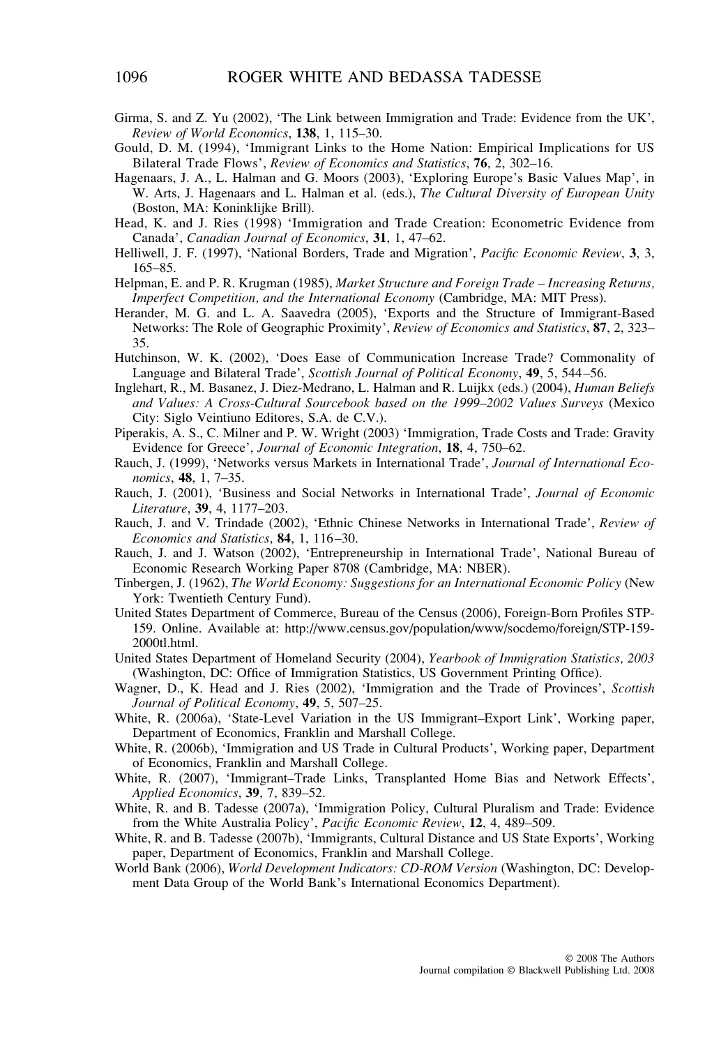Girma, S. and Z. Yu (2002), 'The Link between Immigration and Trade: Evidence from the UK', *Review of World Economics*, **138**, 1, 115–30.

Gould, D. M. (1994), 'Immigrant Links to the Home Nation: Empirical Implications for US Bilateral Trade Flows', *Review of Economics and Statistics*, **76**, 2, 302–16.

Hagenaars, J. A., L. Halman and G. Moors (2003), 'Exploring Europe's Basic Values Map', in W. Arts, J. Hagenaars and L. Halman et al. (eds.), *The Cultural Diversity of European Unity* (Boston, MA: Koninklijke Brill).

Head, K. and J. Ries (1998) 'Immigration and Trade Creation: Econometric Evidence from Canada', *Canadian Journal of Economics*, **31**, 1, 47–62.

Helliwell, J. F. (1997), 'National Borders, Trade and Migration', *Pacific Economic Review*, **3**, 3, 165–85.

Helpman, E. and P. R. Krugman (1985), *Market Structure and Foreign Trade – Increasing Returns, Imperfect Competition, and the International Economy* (Cambridge, MA: MIT Press).

Herander, M. G. and L. A. Saavedra (2005), 'Exports and the Structure of Immigrant-Based Networks: The Role of Geographic Proximity', *Review of Economics and Statistics*, **87**, 2, 323–35.

Hutchinson, W. K. (2002), 'Does Ease of Communication Increase Trade? Commonality of Language and Bilateral Trade', *Scottish Journal of Political Economy*, **49**, 5, 544–56.

Inglehart, R., M. Basanez, J. Diez-Medrano, L. Halman and R. Luijkx (eds.) (2004), *Human Beliefs and Values: A Cross-Cultural Sourcebook based on the 1999–2002 Values Surveys* (Mexico City: Siglo Veintiuno Editores, S.A. de C.V.).

Piperakis, A. S., C. Milner and P. W. Wright (2003) 'Immigration, Trade Costs and Trade: Gravity Evidence for Greece', *Journal of Economic Integration*, **18**, 4, 750–62.

Rauch, J. (1999), 'Networks versus Markets in International Trade', *Journal of International Economics*, **48**, 1, 7–35.

Rauch, J. (2001), 'Business and Social Networks in International Trade', *Journal of Economic Literature*, **39**, 4, 1177–203.

Rauch, J. and V. Trindade (2002), 'Ethnic Chinese Networks in International Trade', *Review of Economics and Statistics*, **84**, 1, 116–30.

Rauch, J. and J. Watson (2002), 'Entrepreneurship in International Trade', National Bureau of Economic Research Working Paper 8708 (Cambridge, MA: NBER).

Tinbergen, J. (1962), *The World Economy: Suggestions for an International Economic Policy* (New York: Twentieth Century Fund).

United States Department of Commerce, Bureau of the Census (2006), Foreign-Born Profiles STP-159. Online. Available at: http://www.census.gov/population/www/socdemo/foreign/STP-159-2000tl.html.

United States Department of Homeland Security (2004), *Yearbook of Immigration Statistics, 2003* (Washington, DC: Office of Immigration Statistics, US Government Printing Office).

Wagner, D., K. Head and J. Ries (2002), 'Immigration and the Trade of Provinces', *Scottish Journal of Political Economy*, **49**, 5, 507–25.

White, R. (2006a), 'State-Level Variation in the US Immigrant–Export Link', Working paper, Department of Economics, Franklin and Marshall College.

White, R. (2006b), 'Immigration and US Trade in Cultural Products', Working paper, Department of Economics, Franklin and Marshall College.

White, R. (2007), 'Immigrant–Trade Links, Transplanted Home Bias and Network Effects', *Applied Economics*, **39**, 7, 839–52.

White, R. and B. Tadesse (2007a), 'Immigration Policy, Cultural Pluralism and Trade: Evidence from the White Australia Policy', *Pacific Economic Review*, **12**, 4, 489–509.

White, R. and B. Tadesse (2007b), 'Immigrants, Cultural Distance and US State Exports', Working paper, Department of Economics, Franklin and Marshall College.

World Bank (2006), *World Development Indicators: CD-ROM Version* (Washington, DC: Development Data Group of the World Bank's International Economics Department).